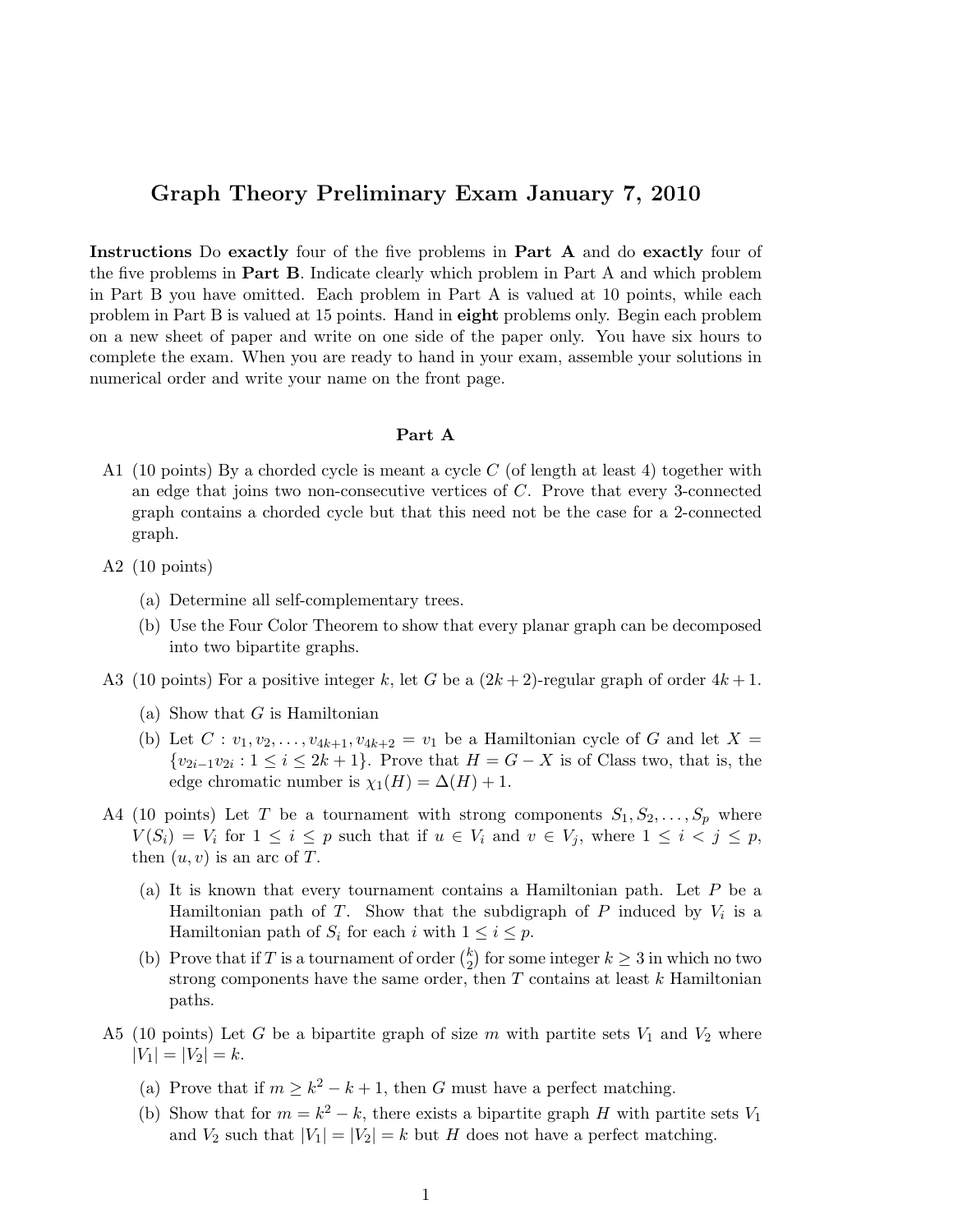# Graph Theory Preliminary Exam January 7, 2010

**Instructions** Do **exactly** four of the five problems in **Part A** and do **exactly** four of the five problems in **Part B**. Indicate clearly which problem in Part A and which problem in Part B you have omitted. Each problem in Part A is valued at 10 points, while each problem in Part B is valued at 15 points. Hand in **eight** problems only. Begin each problem on a new sheet of paper and write on one side of the paper only. You have six hours to complete the exam. When you are ready to hand in your exam, assemble your solutions in numerical order and write your name on the front page.

## Part A

A1 (10 points) By a chorded cycle is meant a cycle $C$ (of length at least 4) together with an edge that joins two non-consecutive vertices of $C$. Prove that every 3-connected graph contains a chorded cycle but that this need not be the case for a 2-connected graph.

A2 (10 points)

(a) Determine all self-complementary trees.

(b) Use the Four Color Theorem to show that every planar graph can be decomposed into two bipartite graphs.

A3 (10 points) For a positive integer $k$, let $G$ be a $(2k+2)$-regular graph of order $4k+1$.

(a) Show that $G$ is Hamiltonian

(b) Let $C : v_1, v_2, \ldots, v_{4k+1}, v_{4k+2} = v_1$ be a Hamiltonian cycle of $G$ and let $X = \{v_{2i-1}v_{2i} : 1 \leq i \leq 2k+1\}$. Prove that $H = G - X$ is of Class two, that is, the edge chromatic number is $\chi_1(H) = \Delta(H) + 1$.

A4 (10 points) Let $T$ be a tournament with strong components $S_1, S_2, \ldots, S_p$ where $V(S_i) = V_i$ for $1 \leq i \leq p$ such that if $u \in V_i$ and $v \in V_j$, where $1 \leq i < j \leq p$, then $(u, v)$ is an arc of $T$.

(a) It is known that every tournament contains a Hamiltonian path. Let $P$ be a Hamiltonian path of $T$. Show that the subdigraph of $P$ induced by $V_i$ is a Hamiltonian path of $S_i$ for each $i$ with $1 \leq i \leq p$.

(b) Prove that if $T$ is a tournament of order $\binom{k}{2}$ for some integer $k \geq 3$ in which no two strong components have the same order, then $T$ contains at least $k$ Hamiltonian paths.

A5 (10 points) Let $G$ be a bipartite graph of size $m$ with partite sets $V_1$ and $V_2$ where $|V_1| = |V_2| = k$.

(a) Prove that if $m \geq k^2 - k + 1$, then $G$ must have a perfect matching.

(b) Show that for $m = k^2 - k$, there exists a bipartite graph $H$ with partite sets $V_1$ and $V_2$ such that $|V_1| = |V_2| = k$ but $H$ does not have a perfect matching.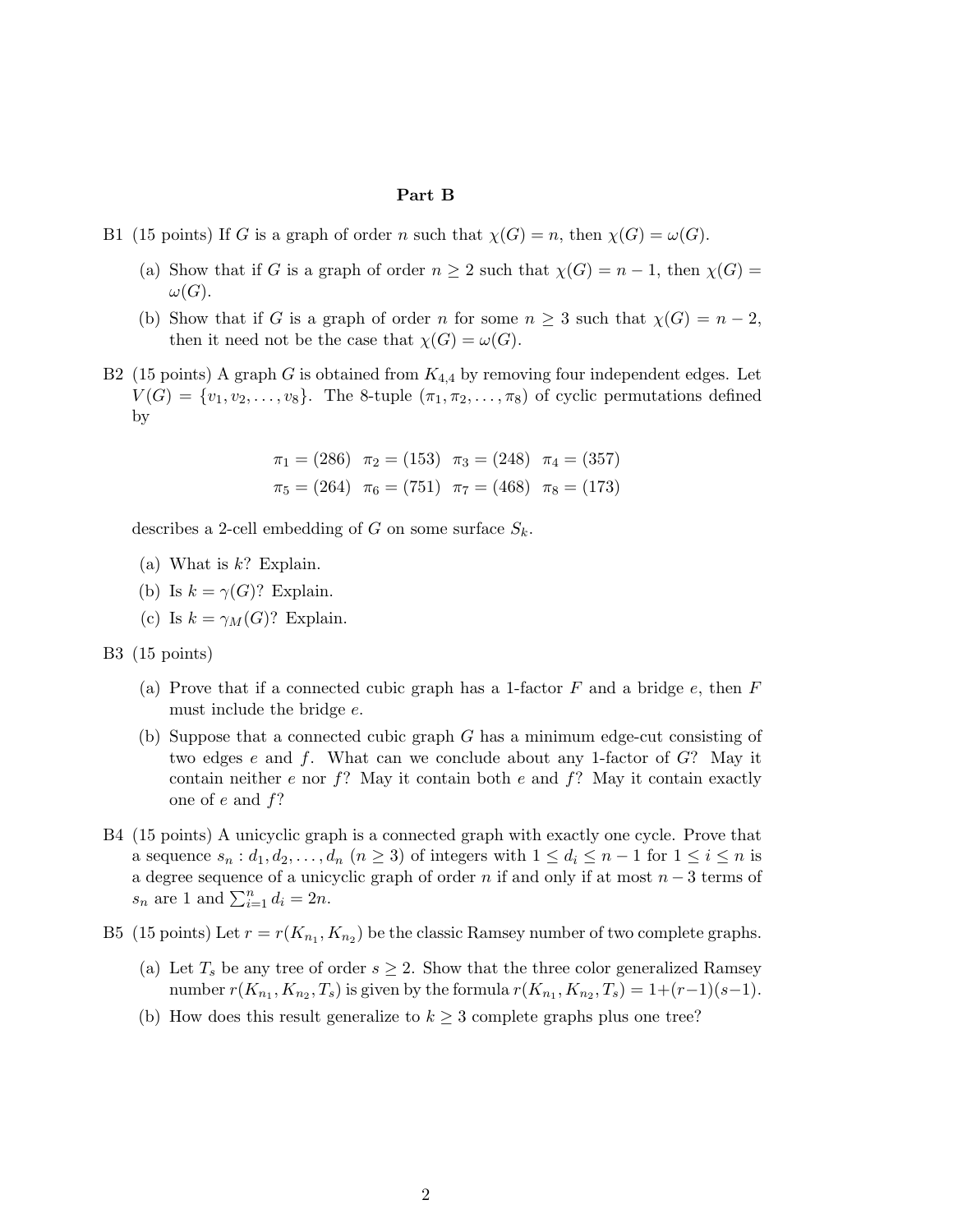## Part B

B1 (15 points) If $G$ is a graph of order $n$ such that $\chi(G) = n$, then $\chi(G) = \omega(G)$.

(a) Show that if $G$ is a graph of order $n \geq 2$ such that $\chi(G) = n - 1$, then $\chi(G) = \omega(G)$.

(b) Show that if $G$ is a graph of order $n$ for some $n \geq 3$ such that $\chi(G) = n - 2$, then it need not be the case that $\chi(G) = \omega(G)$.

B2 (15 points) A graph $G$ is obtained from $K_{4,4}$ by removing four independent edges. Let $V(G) = \{v_1, v_2, \ldots, v_8\}$. The 8-tuple $(\pi_1, \pi_2, \ldots, \pi_8)$ of cyclic permutations defined by

$$\pi_1 = (286) \quad \pi_2 = (153) \quad \pi_3 = (248) \quad \pi_4 = (357)$$
$$\pi_5 = (264) \quad \pi_6 = (751) \quad \pi_7 = (468) \quad \pi_8 = (173)$$

describes a 2-cell embedding of $G$ on some surface $S_k$.

(a) What is $k$? Explain.

(b) Is $k = \gamma(G)$? Explain.

(c) Is $k = \gamma_M(G)$? Explain.

B3 (15 points)

(a) Prove that if a connected cubic graph has a 1-factor $F$ and a bridge $e$, then $F$ must include the bridge $e$.

(b) Suppose that a connected cubic graph $G$ has a minimum edge-cut consisting of two edges $e$ and $f$. What can we conclude about any 1-factor of $G$? May it contain neither $e$ nor $f$? May it contain both $e$ and $f$? May it contain exactly one of $e$ and $f$?

B4 (15 points) A unicyclic graph is a connected graph with exactly one cycle. Prove that a sequence $s_n : d_1, d_2, \ldots, d_n$ $(n \geq 3)$ of integers with $1 \leq d_i \leq n - 1$ for $1 \leq i \leq n$ is a degree sequence of a unicyclic graph of order $n$ if and only if at most $n - 3$ terms of $s_n$ are 1 and $\sum_{i=1}^{n} d_i = 2n$.

B5 (15 points) Let $r = r(K_{n_1}, K_{n_2})$ be the classic Ramsey number of two complete graphs.

(a) Let $T_s$ be any tree of order $s \geq 2$. Show that the three color generalized Ramsey number $r(K_{n_1}, K_{n_2}, T_s)$ is given by the formula $r(K_{n_1}, K_{n_2}, T_s) = 1 + (r-1)(s-1)$.

(b) How does this result generalize to $k \geq 3$ complete graphs plus one tree?